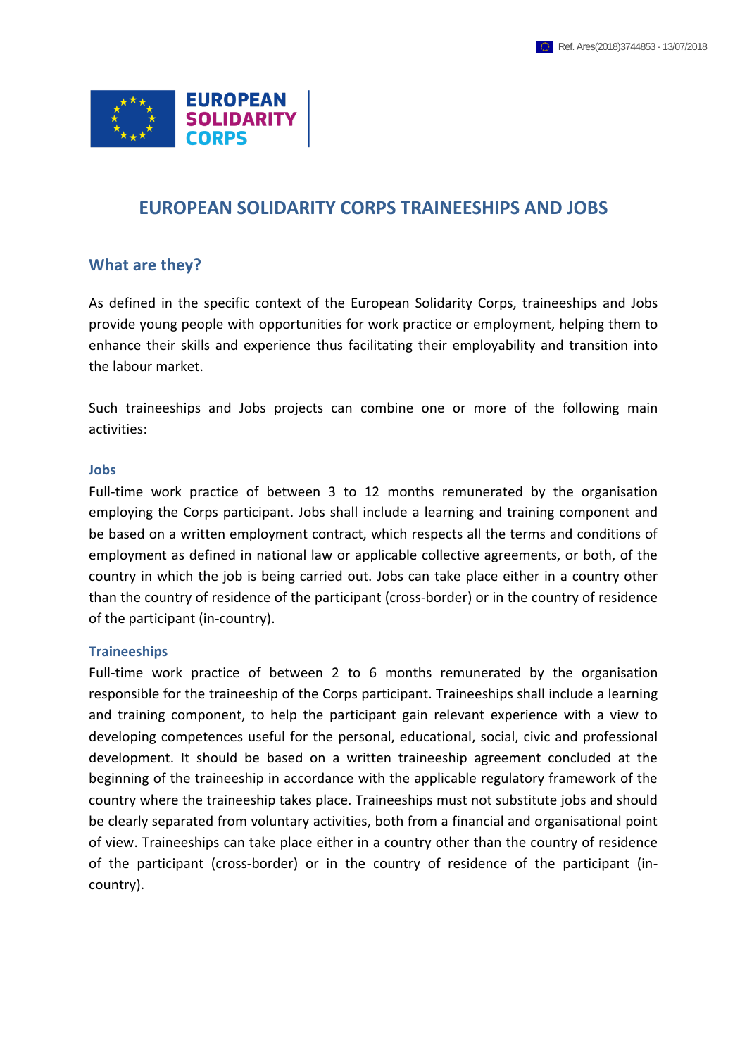# EUROPEAN SOLIDARITY CORPS TRAINEESHIPS AND JOBS

## What are they?

As defined in the specific context of the European Solidarity Corps, traineeships and Jobs provide young people with opportunities for work practice or employment, helping them to enhance their skills and experience thus facilitating their employability and transition into the labour market.

Such traineeships and Jobs projects can combine one or more of the following main activities:

### Jobs

Full-time work practice of between 3 to 12 months remunerated by the organisation employing the Corps participant. Jobs shall include a learning and training component and be based on a written employment contract, which respects all the terms and conditions of employment as defined in national law or applicable collective agreements, or both, of the country in which the job is being carried out. Jobs can take place either in a country other than the country of residence of the participant (cross-border) or in the country of residence of the participant (in-country).

### Traineeships

Full-time work practice of between 2 to 6 months remunerated by the organisation responsible for the traineeship of the Corps participant. Traineeships shall include a learning and training component, to help the participant gain relevant experience with a view to developing competences useful for the personal, educational, social, civic and professional development. It should be based on a written traineeship agreement concluded at the beginning of the traineeship in accordance with the applicable regulatory framework of the country where the traineeship takes place. Traineeships must not substitute jobs and should be clearly separated from voluntary activities, both from a financial and organisational point of view. Traineeships can take place either in a country other than the country of residence of the participant (cross-border) or in the country of residence of the participant (in-country).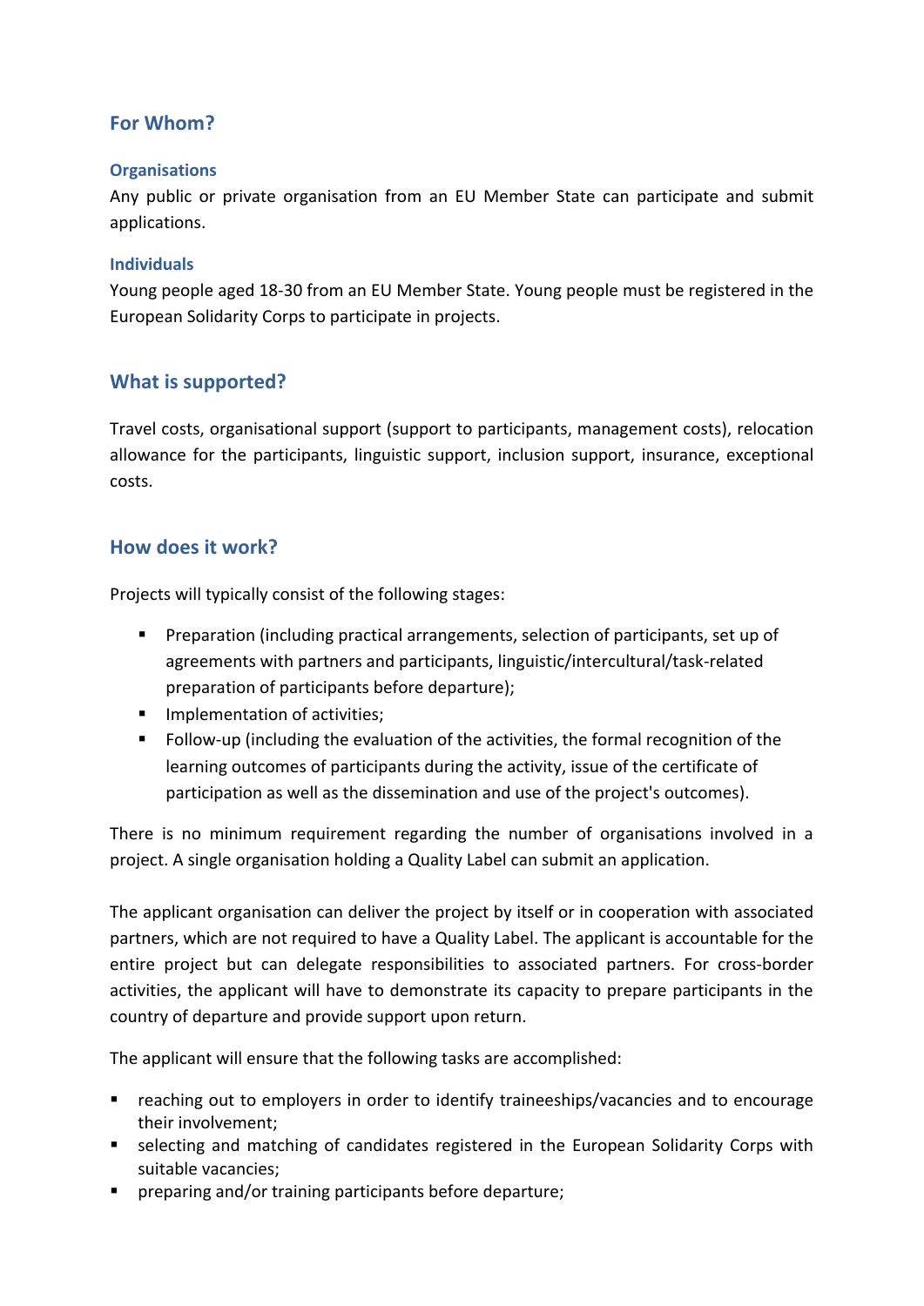## For Whom?

### Organisations

Any public or private organisation from an EU Member State can participate and submit applications.

### Individuals

Young people aged 18-30 from an EU Member State. Young people must be registered in the European Solidarity Corps to participate in projects.

## What is supported?

Travel costs, organisational support (support to participants, management costs), relocation allowance for the participants, linguistic support, inclusion support, insurance, exceptional costs.

## How does it work?

Projects will typically consist of the following stages:

- Preparation (including practical arrangements, selection of participants, set up of agreements with partners and participants, linguistic/intercultural/task-related preparation of participants before departure);
- Implementation of activities;
- Follow-up (including the evaluation of the activities, the formal recognition of the learning outcomes of participants during the activity, issue of the certificate of participation as well as the dissemination and use of the project's outcomes).

There is no minimum requirement regarding the number of organisations involved in a project. A single organisation holding a Quality Label can submit an application.

The applicant organisation can deliver the project by itself or in cooperation with associated partners, which are not required to have a Quality Label. The applicant is accountable for the entire project but can delegate responsibilities to associated partners. For cross-border activities, the applicant will have to demonstrate its capacity to prepare participants in the country of departure and provide support upon return.

The applicant will ensure that the following tasks are accomplished:

- reaching out to employers in order to identify traineeships/vacancies and to encourage their involvement;
- selecting and matching of candidates registered in the European Solidarity Corps with suitable vacancies;
- preparing and/or training participants before departure;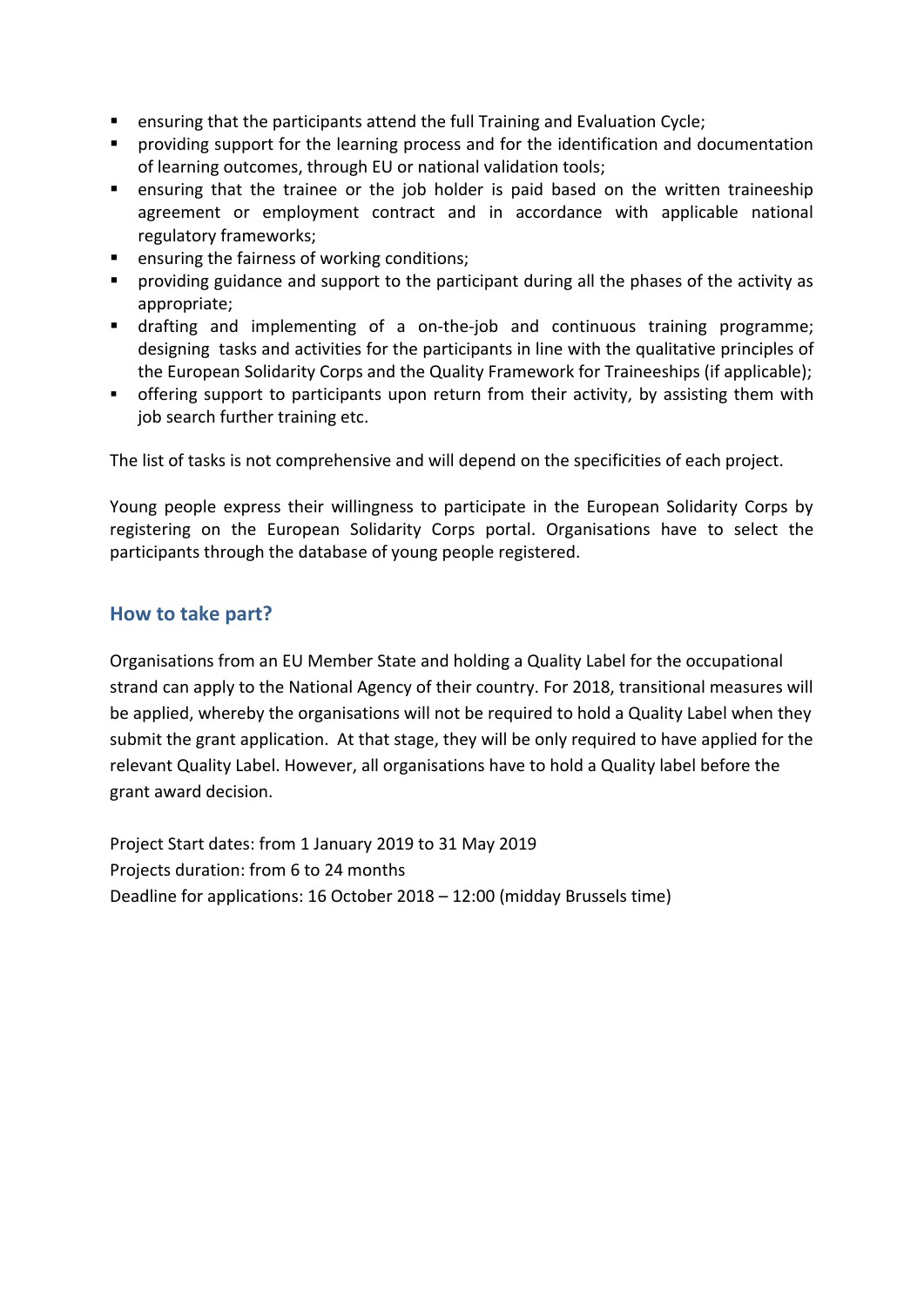- ensuring that the participants attend the full Training and Evaluation Cycle;
- providing support for the learning process and for the identification and documentation of learning outcomes, through EU or national validation tools;
- ensuring that the trainee or the job holder is paid based on the written traineeship agreement or employment contract and in accordance with applicable national regulatory frameworks;
- ensuring the fairness of working conditions;
- providing guidance and support to the participant during all the phases of the activity as appropriate;
- drafting and implementing of a on-the-job and continuous training programme; designing tasks and activities for the participants in line with the qualitative principles of the European Solidarity Corps and the Quality Framework for Traineeships (if applicable);
- offering support to participants upon return from their activity, by assisting them with job search further training etc.

The list of tasks is not comprehensive and will depend on the specificities of each project.

Young people express their willingness to participate in the European Solidarity Corps by registering on the European Solidarity Corps portal. Organisations have to select the participants through the database of young people registered.

## How to take part?

Organisations from an EU Member State and holding a Quality Label for the occupational strand can apply to the National Agency of their country. For 2018, transitional measures will be applied, whereby the organisations will not be required to hold a Quality Label when they submit the grant application. At that stage, they will be only required to have applied for the relevant Quality Label. However, all organisations have to hold a Quality label before the grant award decision.

Project Start dates: from 1 January 2019 to 31 May 2019
Projects duration: from 6 to 24 months
Deadline for applications: 16 October 2018 – 12:00 (midday Brussels time)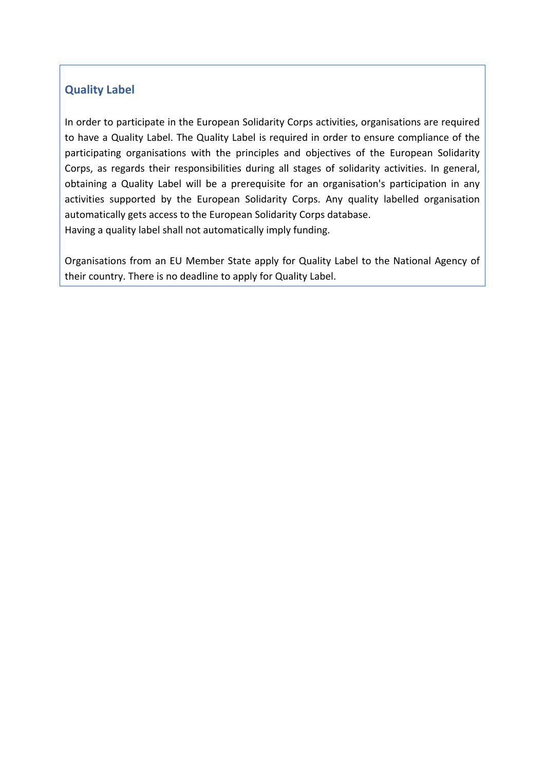## Quality Label

In order to participate in the European Solidarity Corps activities, organisations are required to have a Quality Label. The Quality Label is required in order to ensure compliance of the participating organisations with the principles and objectives of the European Solidarity Corps, as regards their responsibilities during all stages of solidarity activities. In general, obtaining a Quality Label will be a prerequisite for an organisation's participation in any activities supported by the European Solidarity Corps. Any quality labelled organisation automatically gets access to the European Solidarity Corps database.
Having a quality label shall not automatically imply funding.

Organisations from an EU Member State apply for Quality Label to the National Agency of their country. There is no deadline to apply for Quality Label.